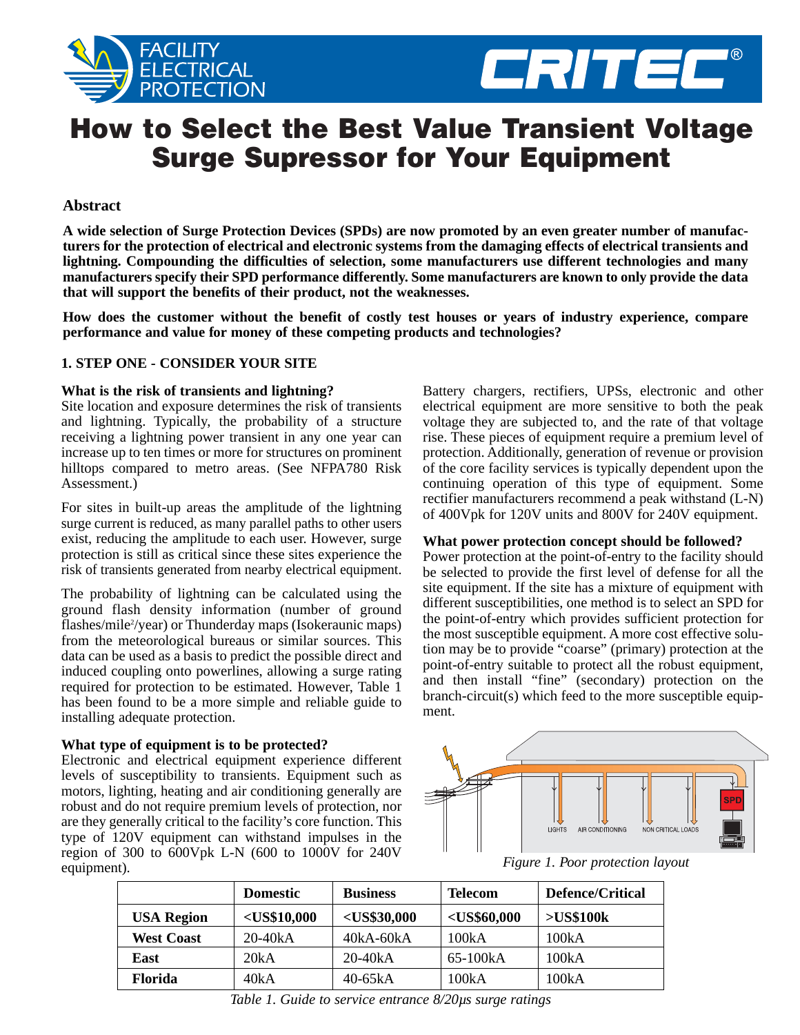# How to Select the Best Value Transient Voltage Surge Supressor for Your Equipment

**Abstract**

**A wide selection of Surge Protection Devices (SPDs) are now promoted by an even greater number of manufacturers for the protection of electrical and electronic systems from the damaging effects of electrical transients and lightning. Compounding the difficulties of selection, some manufacturers use different technologies and many manufacturers specify their SPD performance differently. Some manufacturers are known to only provide the data that will support the benefits of their product, not the weaknesses.**

**How does the customer without the benefit of costly test houses or years of industry experience, compare performance and value for money of these competing products and technologies?**

## 1. STEP ONE - CONSIDER YOUR SITE

### What is the risk of transients and lightning?

Site location and exposure determines the risk of transients and lightning. Typically, the probability of a structure receiving a lightning power transient in any one year can increase up to ten times or more for structures on prominent hilltops compared to metro areas. (See NFPA780 Risk Assessment.)

For sites in built-up areas the amplitude of the lightning surge current is reduced, as many parallel paths to other users exist, reducing the amplitude to each user. However, surge protection is still as critical since these sites experience the risk of transients generated from nearby electrical equipment.

The probability of lightning can be calculated using the ground flash density information (number of ground flashes/mile$^2$/year) or Thunderday maps (Isokeraunic maps) from the meteorological bureaus or similar sources. This data can be used as a basis to predict the possible direct and induced coupling onto powerlines, allowing a surge rating required for protection to be estimated. However, Table 1 has been found to be a more simple and reliable guide to installing adequate protection.

### What type of equipment is to be protected?

Electronic and electrical equipment experience different levels of susceptibility to transients. Equipment such as motors, lighting, heating and air conditioning generally are robust and do not require premium levels of protection, nor are they generally critical to the facility's core function. This type of 120V equipment can withstand impulses in the region of 300 to 600Vpk L-N (600 to 1000V for 240V equipment).

Battery chargers, rectifiers, UPSs, electronic and other electrical equipment are more sensitive to both the peak voltage they are subjected to, and the rate of that voltage rise. These pieces of equipment require a premium level of protection. Additionally, generation of revenue or provision of the core facility services is typically dependent upon the continuing operation of this type of equipment. Some rectifier manufacturers recommend a peak withstand (L-N) of 400Vpk for 120V units and 800V for 240V equipment.

### What power protection concept should be followed?

Power protection at the point-of-entry to the facility should be selected to provide the first level of defense for all the site equipment. If the site has a mixture of equipment with different susceptibilities, one method is to select an SPD for the point-of-entry which provides sufficient protection for the most susceptible equipment. A more cost effective solution may be to provide "coarse" (primary) protection at the point-of-entry suitable to protect all the robust equipment, and then install "fine" (secondary) protection on the branch-circuit(s) which feed to the more susceptible equipment.

*Figure 1. Poor protection layout*

| | **Domestic** | **Business** | **Telecom** | **Defence/Critical** |
|---|---|---|---|---|
| **USA Region** | **<US$10,000** | **<US$30,000** | **<US$60,000** | **>US$100k** |
| **West Coast** | 20-40kA | 40kA-60kA | 100kA | 100kA |
| **East** | 20kA | 20-40kA | 65-100kA | 100kA |
| **Florida** | 40kA | 40-65kA | 100kA | 100kA |

*Table 1. Guide to service entrance 8/20µs surge ratings*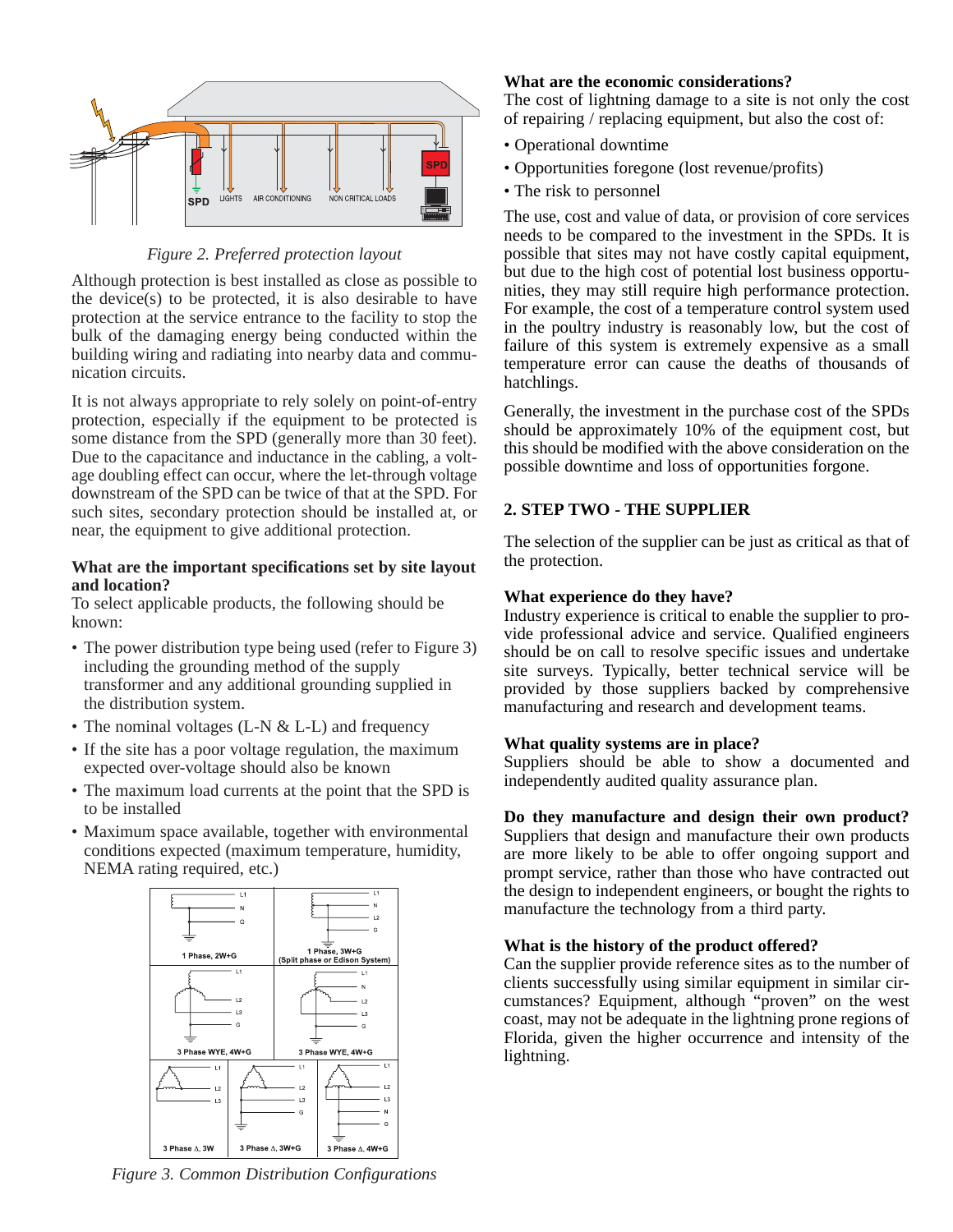*Figure 2. Preferred protection layout*

Although protection is best installed as close as possible to the device(s) to be protected, it is also desirable to have protection at the service entrance to the facility to stop the bulk of the damaging energy being conducted within the building wiring and radiating into nearby data and communication circuits.

It is not always appropriate to rely solely on point-of-entry protection, especially if the equipment to be protected is some distance from the SPD (generally more than 30 feet). Due to the capacitance and inductance in the cabling, a voltage doubling effect can occur, where the let-through voltage downstream of the SPD can be twice of that at the SPD. For such sites, secondary protection should be installed at, or near, the equipment to give additional protection.

**What are the important specifications set by site layout and location?**

To select applicable products, the following should be known:

- The power distribution type being used (refer to Figure 3) including the grounding method of the supply transformer and any additional grounding supplied in the distribution system.
- The nominal voltages (L-N & L-L) and frequency
- If the site has a poor voltage regulation, the maximum expected over-voltage should also be known
- The maximum load currents at the point that the SPD is to be installed
- Maximum space available, together with environmental conditions expected (maximum temperature, humidity, NEMA rating required, etc.)

*Figure 3. Common Distribution Configurations*

**What are the economic considerations?**

The cost of lightning damage to a site is not only the cost of repairing / replacing equipment, but also the cost of:

- Operational downtime
- Opportunities foregone (lost revenue/profits)
- The risk to personnel

The use, cost and value of data, or provision of core services needs to be compared to the investment in the SPDs. It is possible that sites may not have costly capital equipment, but due to the high cost of potential lost business opportunities, they may still require high performance protection. For example, the cost of a temperature control system used in the poultry industry is reasonably low, but the cost of failure of this system is extremely expensive as a small temperature error can cause the deaths of thousands of hatchlings.

Generally, the investment in the purchase cost of the SPDs should be approximately 10% of the equipment cost, but this should be modified with the above consideration on the possible downtime and loss of opportunities forgone.

## 2. STEP TWO - THE SUPPLIER

The selection of the supplier can be just as critical as that of the protection.

**What experience do they have?**

Industry experience is critical to enable the supplier to provide professional advice and service. Qualified engineers should be on call to resolve specific issues and undertake site surveys. Typically, better technical service will be provided by those suppliers backed by comprehensive manufacturing and research and development teams.

**What quality systems are in place?**

Suppliers should be able to show a documented and independently audited quality assurance plan.

**Do they manufacture and design their own product?**

Suppliers that design and manufacture their own products are more likely to be able to offer ongoing support and prompt service, rather than those who have contracted out the design to independent engineers, or bought the rights to manufacture the technology from a third party.

**What is the history of the product offered?**

Can the supplier provide reference sites as to the number of clients successfully using similar equipment in similar circumstances? Equipment, although "proven" on the west coast, may not be adequate in the lightning prone regions of Florida, given the higher occurrence and intensity of the lightning.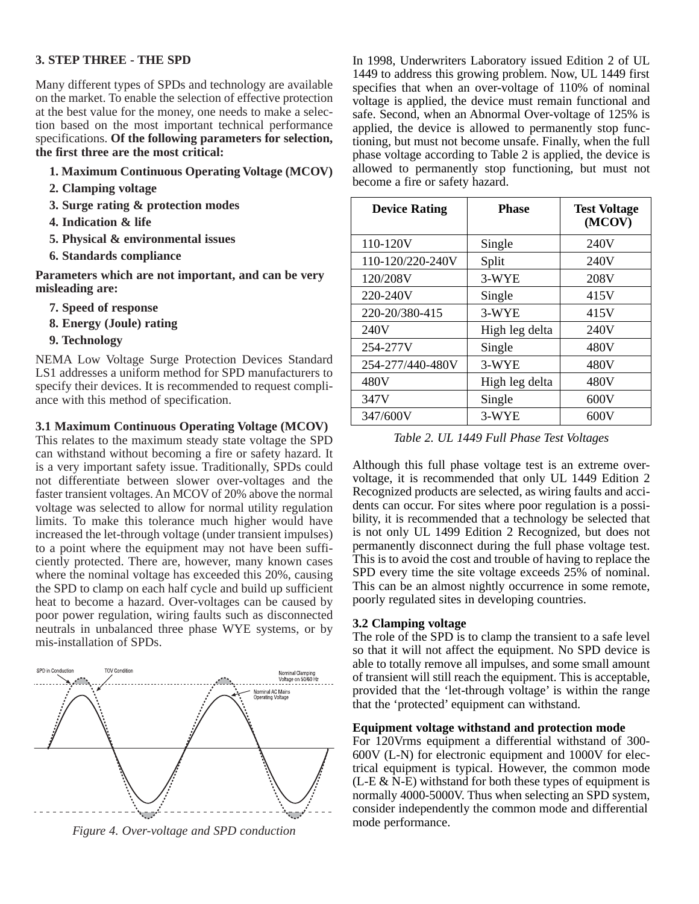## 3. STEP THREE - THE SPD

Many different types of SPDs and technology are available on the market. To enable the selection of effective protection at the best value for the money, one needs to make a selection based on the most important technical performance specifications. **Of the following parameters for selection, the first three are the most critical:**

1. **Maximum Continuous Operating Voltage (MCOV)**
2. **Clamping voltage**
3. **Surge rating & protection modes**
4. **Indication & life**
5. **Physical & environmental issues**
6. **Standards compliance**

**Parameters which are not important, and can be very misleading are:**

7. **Speed of response**
8. **Energy (Joule) rating**
9. **Technology**

NEMA Low Voltage Surge Protection Devices Standard LS1 addresses a uniform method for SPD manufacturers to specify their devices. It is recommended to request compliance with this method of specification.

### 3.1 Maximum Continuous Operating Voltage (MCOV)

This relates to the maximum steady state voltage the SPD can withstand without becoming a fire or safety hazard. It is a very important safety issue. Traditionally, SPDs could not differentiate between slower over-voltages and the faster transient voltages. An MCOV of 20% above the normal voltage was selected to allow for normal utility regulation limits. To make this tolerance much higher would have increased the let-through voltage (under transient impulses) to a point where the equipment may not have been sufficiently protected. There are, however, many known cases where the nominal voltage has exceeded this 20%, causing the SPD to clamp on each half cycle and build up sufficient heat to become a hazard. Over-voltages can be caused by poor power regulation, wiring faults such as disconnected neutrals in unbalanced three phase WYE systems, or by mis-installation of SPDs.

*Figure 4. Over-voltage and SPD conduction*

In 1998, Underwriters Laboratory issued Edition 2 of UL 1449 to address this growing problem. Now, UL 1449 first specifies that when an over-voltage of 110% of nominal voltage is applied, the device must remain functional and safe. Second, when an Abnormal Over-voltage of 125% is applied, the device is allowed to permanently stop functioning, but must not become unsafe. Finally, when the full phase voltage according to Table 2 is applied, the device is allowed to permanently stop functioning, but must not become a fire or safety hazard.

| Device Rating | Phase | Test Voltage (MCOV) |
|---|---|---|
| 110-120V | Single | 240V |
| 110-120/220-240V | Split | 240V |
| 120/208V | 3-WYE | 208V |
| 220-240V | Single | 415V |
| 220-20/380-415 | 3-WYE | 415V |
| 240V | High leg delta | 240V |
| 254-277V | Single | 480V |
| 254-277/440-480V | 3-WYE | 480V |
| 480V | High leg delta | 480V |
| 347V | Single | 600V |
| 347/600V | 3-WYE | 600V |

*Table 2. UL 1449 Full Phase Test Voltages*

Although this full phase voltage test is an extreme over-voltage, it is recommended that only UL 1449 Edition 2 Recognized products are selected, as wiring faults and accidents can occur. For sites where poor regulation is a possibility, it is recommended that a technology be selected that is not only UL 1499 Edition 2 Recognized, but does not permanently disconnect during the full phase voltage test. This is to avoid the cost and trouble of having to replace the SPD every time the site voltage exceeds 25% of nominal. This can be an almost nightly occurrence in some remote, poorly regulated sites in developing countries.

### 3.2 Clamping voltage

The role of the SPD is to clamp the transient to a safe level so that it will not affect the equipment. No SPD device is able to totally remove all impulses, and some small amount of transient will still reach the equipment. This is acceptable, provided that the 'let-through voltage' is within the range that the 'protected' equipment can withstand.

#### Equipment voltage withstand and protection mode

For 120Vrms equipment a differential withstand of 300-600V (L-N) for electronic equipment and 1000V for electrical equipment is typical. However, the common mode (L-E & N-E) withstand for both these types of equipment is normally 4000-5000V. Thus when selecting an SPD system, consider independently the common mode and differential mode performance.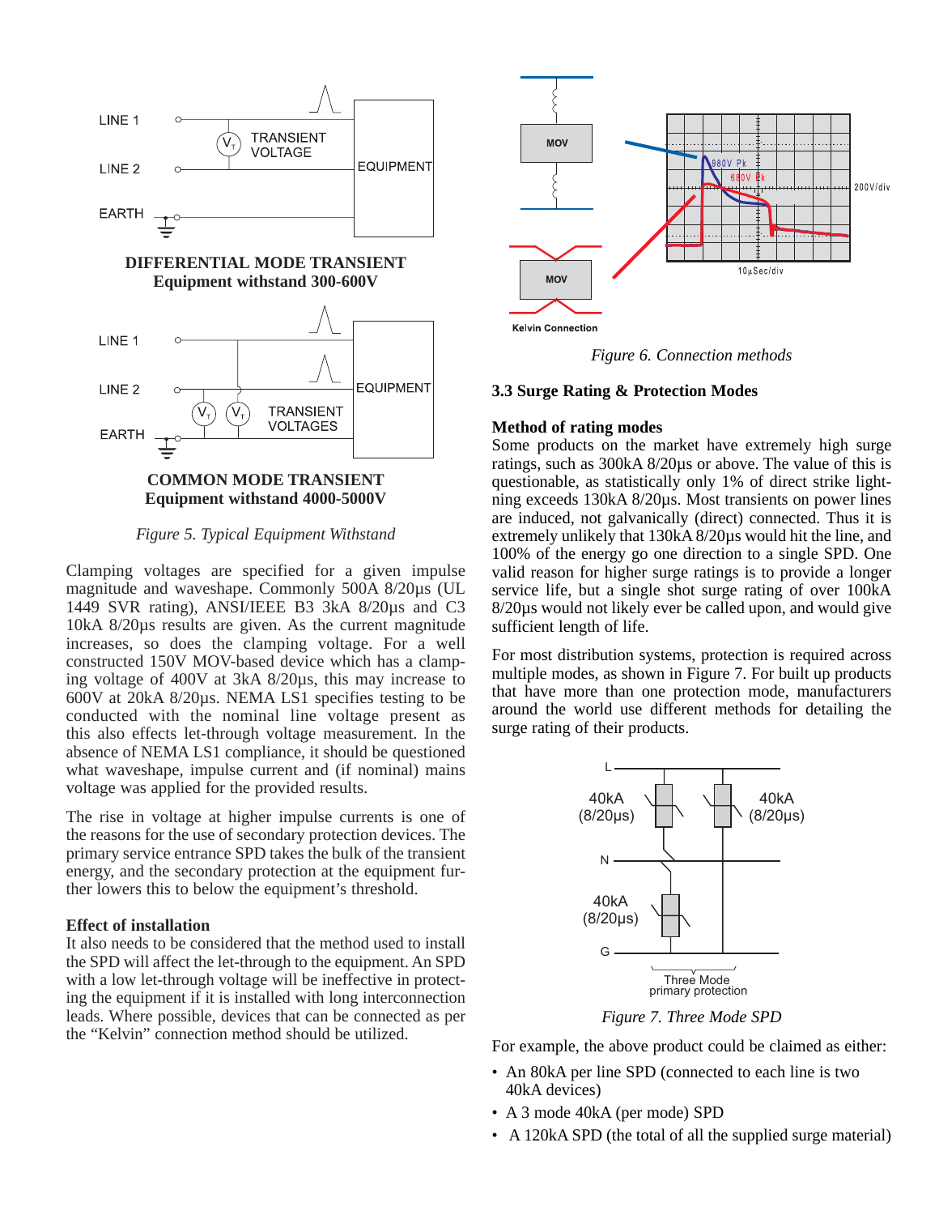DIFFERENTIAL MODE TRANSIENT
Equipment withstand 300-600V

COMMON MODE TRANSIENT
Equipment withstand 4000-5000V

*Figure 5. Typical Equipment Withstand*

Clamping voltages are specified for a given impulse magnitude and waveshape. Commonly 500A 8/20µs (UL 1449 SVR rating), ANSI/IEEE B3 3kA 8/20µs and C3 10kA 8/20µs results are given. As the current magnitude increases, so does the clamping voltage. For a well constructed 150V MOV-based device which has a clamping voltage of 400V at 3kA 8/20µs, this may increase to 600V at 20kA 8/20µs. NEMA LS1 specifies testing to be conducted with the nominal line voltage present as this also effects let-through voltage measurement. In the absence of NEMA LS1 compliance, it should be questioned what waveshape, impulse current and (if nominal) mains voltage was applied for the provided results.

The rise in voltage at higher impulse currents is one of the reasons for the use of secondary protection devices. The primary service entrance SPD takes the bulk of the transient energy, and the secondary protection at the equipment further lowers this to below the equipment's threshold.

### Effect of installation

It also needs to be considered that the method used to install the SPD will affect the let-through to the equipment. An SPD with a low let-through voltage will be ineffective in protecting the equipment if it is installed with long interconnection leads. Where possible, devices that can be connected as per the "Kelvin" connection method should be utilized.

*Figure 6. Connection methods*

## 3.3 Surge Rating & Protection Modes

### Method of rating modes

Some products on the market have extremely high surge ratings, such as 300kA 8/20µs or above. The value of this is questionable, as statistically only 1% of direct strike lightning exceeds 130kA 8/20µs. Most transients on power lines are induced, not galvanically (direct) connected. Thus it is extremely unlikely that 130kA 8/20µs would hit the line, and 100% of the energy go one direction to a single SPD. One valid reason for higher surge ratings is to provide a longer service life, but a single shot surge rating of over 100kA 8/20µs would not likely ever be called upon, and would give sufficient length of life.

For most distribution systems, protection is required across multiple modes, as shown in Figure 7. For built up products that have more than one protection mode, manufacturers around the world use different methods for detailing the surge rating of their products.

*Figure 7. Three Mode SPD*

For example, the above product could be claimed as either:

- An 80kA per line SPD (connected to each line is two 40kA devices)
- A 3 mode 40kA (per mode) SPD
- A 120kA SPD (the total of all the supplied surge material)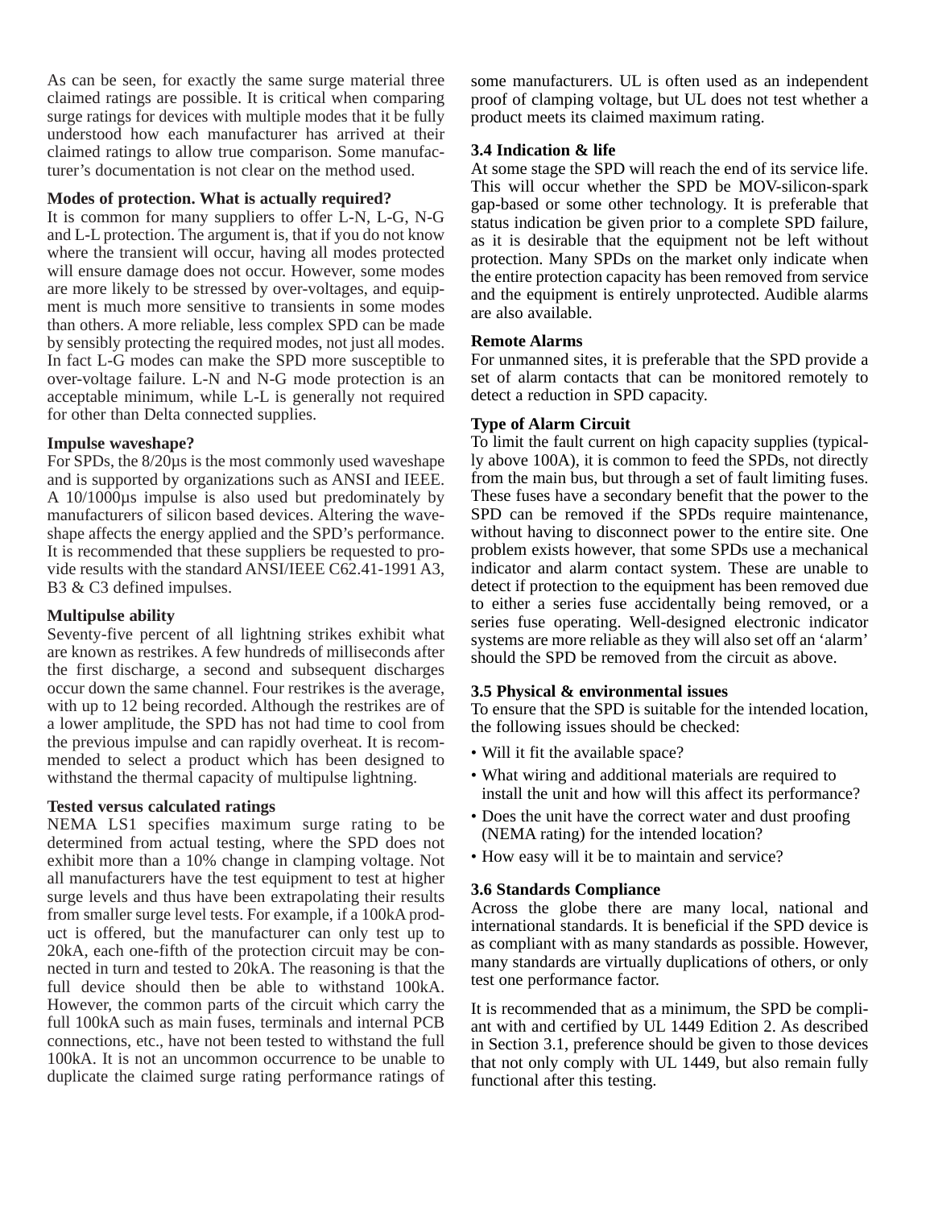As can be seen, for exactly the same surge material three claimed ratings are possible. It is critical when comparing surge ratings for devices with multiple modes that it be fully understood how each manufacturer has arrived at their claimed ratings to allow true comparison. Some manufacturer's documentation is not clear on the method used.

**Modes of protection. What is actually required?**

It is common for many suppliers to offer L-N, L-G, N-G and L-L protection. The argument is, that if you do not know where the transient will occur, having all modes protected will ensure damage does not occur. However, some modes are more likely to be stressed by over-voltages, and equipment is much more sensitive to transients in some modes than others. A more reliable, less complex SPD can be made by sensibly protecting the required modes, not just all modes. In fact L-G modes can make the SPD more susceptible to over-voltage failure. L-N and N-G mode protection is an acceptable minimum, while L-L is generally not required for other than Delta connected supplies.

**Impulse waveshape?**

For SPDs, the 8/20µs is the most commonly used waveshape and is supported by organizations such as ANSI and IEEE. A 10/1000µs impulse is also used but predominately by manufacturers of silicon based devices. Altering the waveshape affects the energy applied and the SPD's performance. It is recommended that these suppliers be requested to provide results with the standard ANSI/IEEE C62.41-1991 A3, B3 & C3 defined impulses.

**Multipulse ability**

Seventy-five percent of all lightning strikes exhibit what are known as restrikes. A few hundreds of milliseconds after the first discharge, a second and subsequent discharges occur down the same channel. Four restrikes is the average, with up to 12 being recorded. Although the restrikes are of a lower amplitude, the SPD has not had time to cool from the previous impulse and can rapidly overheat. It is recommended to select a product which has been designed to withstand the thermal capacity of multipulse lightning.

**Tested versus calculated ratings**

NEMA LS1 specifies maximum surge rating to be determined from actual testing, where the SPD does not exhibit more than a 10% change in clamping voltage. Not all manufacturers have the test equipment to test at higher surge levels and thus have been extrapolating their results from smaller surge level tests. For example, if a 100kA product is offered, but the manufacturer can only test up to 20kA, each one-fifth of the protection circuit may be connected in turn and tested to 20kA. The reasoning is that the full device should then be able to withstand 100kA. However, the common parts of the circuit which carry the full 100kA such as main fuses, terminals and internal PCB connections, etc., have not been tested to withstand the full 100kA. It is not an uncommon occurrence to be unable to duplicate the claimed surge rating performance ratings of some manufacturers. UL is often used as an independent proof of clamping voltage, but UL does not test whether a product meets its claimed maximum rating.

**3.4 Indication & life**

At some stage the SPD will reach the end of its service life. This will occur whether the SPD be MOV-silicon-spark gap-based or some other technology. It is preferable that status indication be given prior to a complete SPD failure, as it is desirable that the equipment not be left without protection. Many SPDs on the market only indicate when the entire protection capacity has been removed from service and the equipment is entirely unprotected. Audible alarms are also available.

**Remote Alarms**

For unmanned sites, it is preferable that the SPD provide a set of alarm contacts that can be monitored remotely to detect a reduction in SPD capacity.

**Type of Alarm Circuit**

To limit the fault current on high capacity supplies (typically above 100A), it is common to feed the SPDs, not directly from the main bus, but through a set of fault limiting fuses. These fuses have a secondary benefit that the power to the SPD can be removed if the SPDs require maintenance, without having to disconnect power to the entire site. One problem exists however, that some SPDs use a mechanical indicator and alarm contact system. These are unable to detect if protection to the equipment has been removed due to either a series fuse accidentally being removed, or a series fuse operating. Well-designed electronic indicator systems are more reliable as they will also set off an 'alarm' should the SPD be removed from the circuit as above.

**3.5 Physical & environmental issues**

To ensure that the SPD is suitable for the intended location, the following issues should be checked:

- Will it fit the available space?
- What wiring and additional materials are required to install the unit and how will this affect its performance?
- Does the unit have the correct water and dust proofing (NEMA rating) for the intended location?
- How easy will it be to maintain and service?

**3.6 Standards Compliance**

Across the globe there are many local, national and international standards. It is beneficial if the SPD device is as compliant with as many standards as possible. However, many standards are virtually duplications of others, or only test one performance factor.

It is recommended that as a minimum, the SPD be compliant with and certified by UL 1449 Edition 2. As described in Section 3.1, preference should be given to those devices that not only comply with UL 1449, but also remain fully functional after this testing.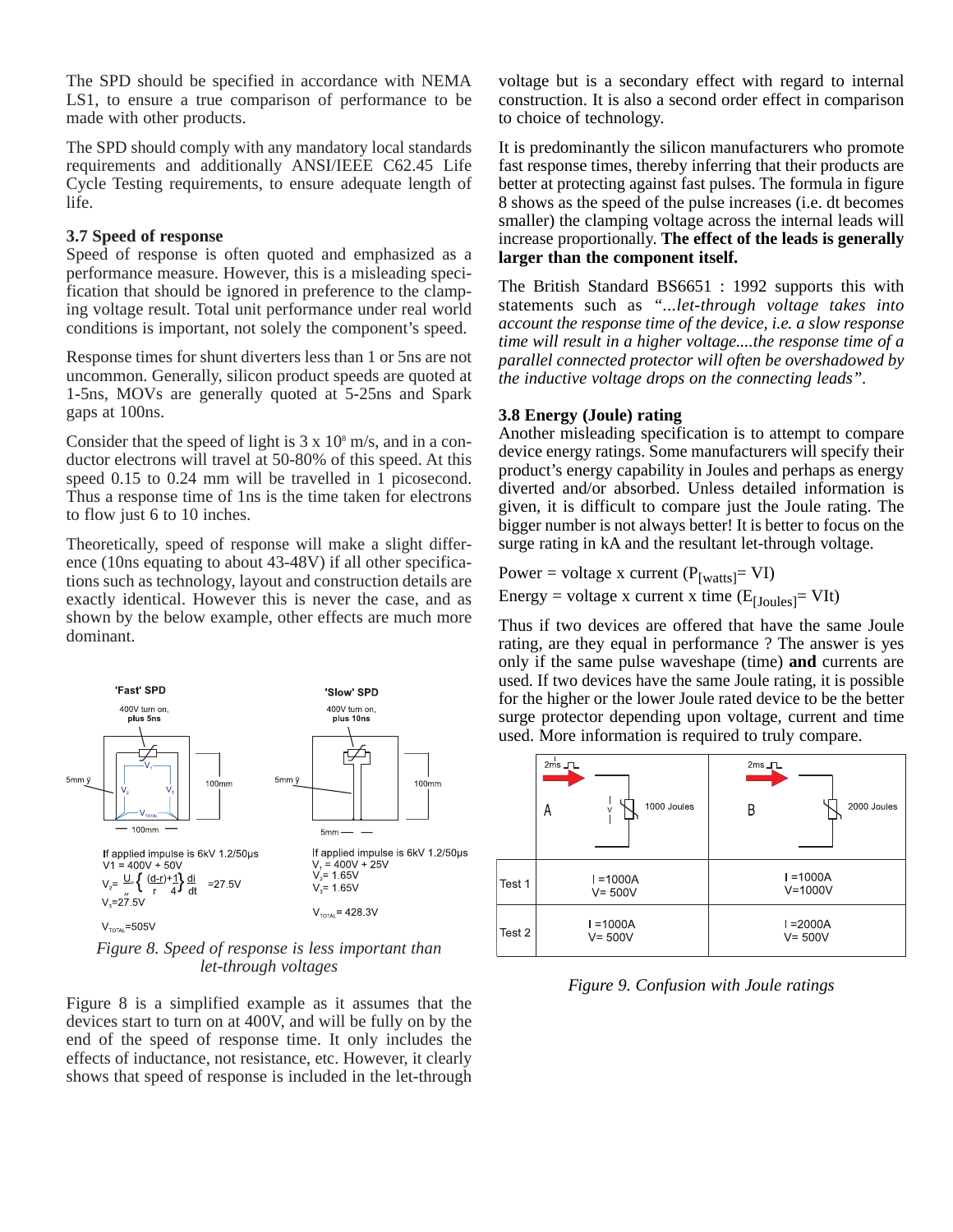The SPD should be specified in accordance with NEMA LS1, to ensure a true comparison of performance to be made with other products.

The SPD should comply with any mandatory local standards requirements and additionally ANSI/IEEE C62.45 Life Cycle Testing requirements, to ensure adequate length of life.

### 3.7 Speed of response

Speed of response is often quoted and emphasized as a performance measure. However, this is a misleading specification that should be ignored in preference to the clamping voltage result. Total unit performance under real world conditions is important, not solely the component's speed.

Response times for shunt diverters less than 1 or 5ns are not uncommon. Generally, silicon product speeds are quoted at 1-5ns, MOVs are generally quoted at 5-25ns and Spark gaps at 100ns.

Consider that the speed of light is $3 \times 10^8$ m/s, and in a conductor electrons will travel at 50-80% of this speed. At this speed 0.15 to 0.24 mm will be travelled in 1 picosecond. Thus a response time of 1ns is the time taken for electrons to flow just 6 to 10 inches.

Theoretically, speed of response will make a slight difference (10ns equating to about 43-48V) if all other specifications such as technology, layout and construction details are exactly identical. However this is never the case, and as shown by the below example, other effects are much more dominant.

'Fast' SPD

400V turn on, plus 5ns

5mm ø — 100mm — 100mm

If applied impulse is 6kV 1.2/50µs

$V_1 = 400V + 50V$

$V_2 = \frac{U_o}{\pi}\left\{\frac{(d-r)}{r}+\frac{1}{4}\right\}\frac{di}{dt} = 27.5V$

$V_3 = 27.5V$

$V_{TOTAL} = 505V$

'Slow' SPD

400V turn on, plus 10ns

5mm ø — 5mm — 100mm

If applied impulse is 6kV 1.2/50µs

$V_1 = 400V + 25V$

$V_2 = 1.65V$

$V_3 = 1.65V$

$V_{TOTAL} = 428.3V$

*Figure 8. Speed of response is less important than let-through voltages*

Figure 8 is a simplified example as it assumes that the devices start to turn on at 400V, and will be fully on by the end of the speed of response time. It only includes the effects of inductance, not resistance, etc. However, it clearly shows that speed of response is included in the let-through voltage but is a secondary effect with regard to internal construction. It is also a second order effect in comparison to choice of technology.

It is predominantly the silicon manufacturers who promote fast response times, thereby inferring that their products are better at protecting against fast pulses. The formula in figure 8 shows as the speed of the pulse increases (i.e. dt becomes smaller) the clamping voltage across the internal leads will increase proportionally. **The effect of the leads is generally larger than the component itself.**

The British Standard BS6651 : 1992 supports this with statements such as *"...let-through voltage takes into account the response time of the device, i.e. a slow response time will result in a higher voltage....the response time of a parallel connected protector will often be overshadowed by the inductive voltage drops on the connecting leads".*

### 3.8 Energy (Joule) rating

Another misleading specification is to attempt to compare device energy ratings. Some manufacturers will specify their product's energy capability in Joules and perhaps as energy diverted and/or absorbed. Unless detailed information is given, it is difficult to compare just the Joule rating. The bigger number is not always better! It is better to focus on the surge rating in kA and the resultant let-through voltage.

Power = voltage x current ($P_{[watts]} = VI$)

Energy = voltage x current x time ($E_{[Joules]} = VIt$)

Thus if two devices are offered that have the same Joule rating, are they equal in performance ? The answer is yes only if the same pulse waveshape (time) **and** currents are used. If two devices have the same Joule rating, it is possible for the higher or the lower Joule rated device to be the better surge protector depending upon voltage, current and time used. More information is required to truly compare.

| | A (2ms, 1000 Joules) | B (2ms, 2000 Joules) |
|---|---|---|
| Test 1 | I =1000A<br>V= 500V | I =1000A<br>V=1000V |
| Test 2 | I =1000A<br>V= 500V | I =2000A<br>V= 500V |

*Figure 9. Confusion with Joule ratings*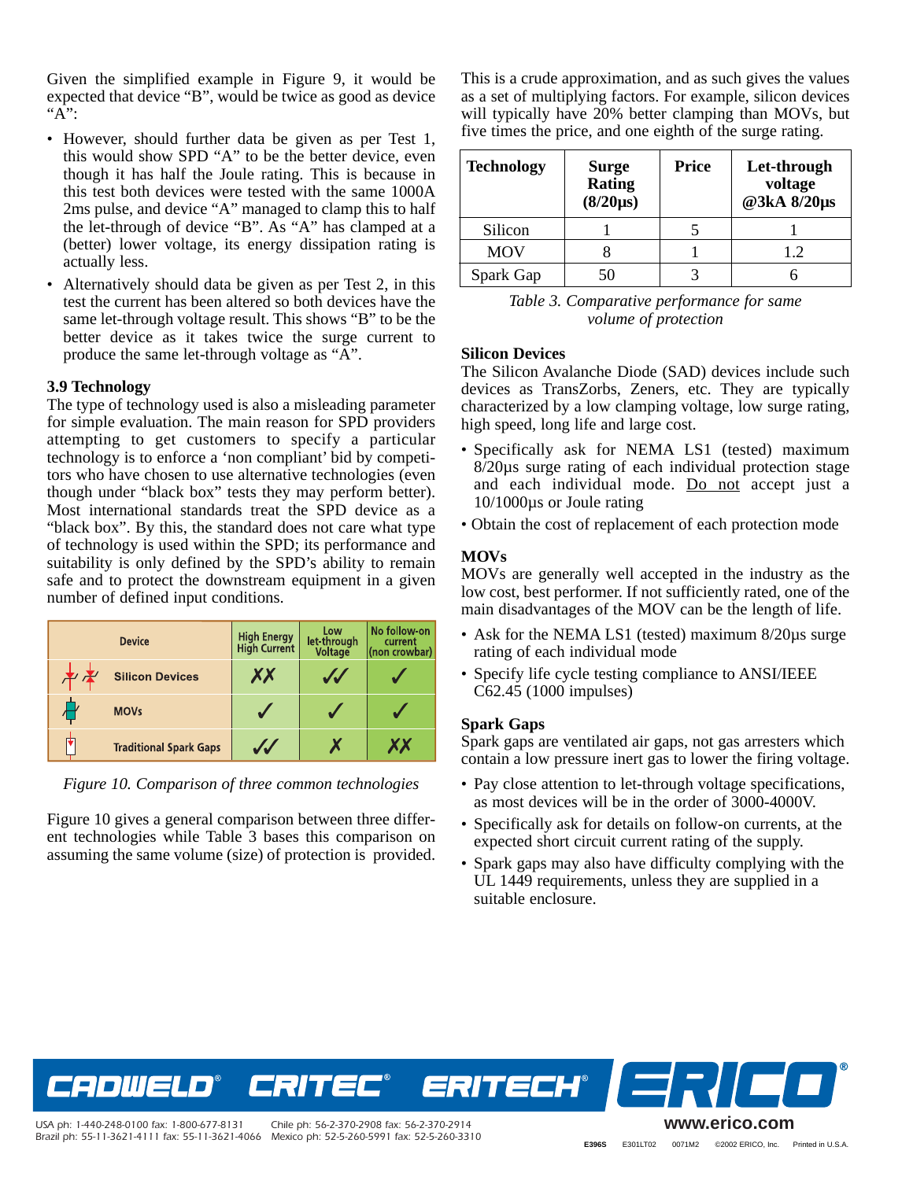Given the simplified example in Figure 9, it would be expected that device "B", would be twice as good as device "A":

- However, should further data be given as per Test 1, this would show SPD "A" to be the better device, even though it has half the Joule rating. This is because in this test both devices were tested with the same 1000A 2ms pulse, and device "A" managed to clamp this to half the let-through of device "B". As "A" has clamped at a (better) lower voltage, its energy dissipation rating is actually less.
- Alternatively should data be given as per Test 2, in this test the current has been altered so both devices have the same let-through voltage result. This shows "B" to be the better device as it takes twice the surge current to produce the same let-through voltage as "A".

### 3.9 Technology

The type of technology used is also a misleading parameter for simple evaluation. The main reason for SPD providers attempting to get customers to specify a particular technology is to enforce a 'non compliant' bid by competitors who have chosen to use alternative technologies (even though under "black box" tests they may perform better). Most international standards treat the SPD device as a "black box". By this, the standard does not care what type of technology is used within the SPD; its performance and suitability is only defined by the SPD's ability to remain safe and to protect the downstream equipment in a given number of defined input conditions.

| Device | High Energy High Current | Low let-through Voltage | No follow-on current (non crowbar) |
|---|---|---|---|
| Silicon Devices | ✗✗ | ✓✓ | ✓ |
| MOVs | ✓ | ✓ | ✓ |
| Traditional Spark Gaps | ✓✓ | ✗ | ✗✗ |

*Figure 10. Comparison of three common technologies*

Figure 10 gives a general comparison between three different technologies while Table 3 bases this comparison on assuming the same volume (size) of protection is provided.

This is a crude approximation, and as such gives the values as a set of multiplying factors. For example, silicon devices will typically have 20% better clamping than MOVs, but five times the price, and one eighth of the surge rating.

| Technology | Surge Rating (8/20µs) | Price | Let-through voltage @3kA 8/20µs |
|---|---|---|---|
| Silicon | 1 | 5 | 1 |
| MOV | 8 | 1 | 1.2 |
| Spark Gap | 50 | 3 | 6 |

*Table 3. Comparative performance for same volume of protection*

**Silicon Devices**

The Silicon Avalanche Diode (SAD) devices include such devices as TransZorbs, Zeners, etc. They are typically characterized by a low clamping voltage, low surge rating, high speed, long life and large cost.

- Specifically ask for NEMA LS1 (tested) maximum 8/20µs surge rating of each individual protection stage and each individual mode. Do not accept just a 10/1000µs or Joule rating
- Obtain the cost of replacement of each protection mode

**MOVs**

MOVs are generally well accepted in the industry as the low cost, best performer. If not sufficiently rated, one of the main disadvantages of the MOV can be the length of life.

- Ask for the NEMA LS1 (tested) maximum 8/20µs surge rating of each individual mode
- Specify life cycle testing compliance to ANSI/IEEE C62.45 (1000 impulses)

**Spark Gaps**

Spark gaps are ventilated air gaps, not gas arresters which contain a low pressure inert gas to lower the firing voltage.

- Pay close attention to let-through voltage specifications, as most devices will be in the order of 3000-4000V.
- Specifically ask for details on follow-on currents, at the expected short circuit current rating of the supply.
- Spark gaps may also have difficulty complying with the UL 1449 requirements, unless they are supplied in a suitable enclosure.

CADWELD® CRITEC® ERITECH® ERICO®

USA ph: 1-440-248-0100 fax: 1-800-677-8131 Chile ph: 56-2-370-2908 fax: 56-2-370-2914
Brazil ph: 55-11-3621-4111 fax: 55-11-3621-4066 Mexico ph: 52-5-260-5991 fax: 52-5-260-3310

www.erico.com

E396S E301LT02 0071M2 ©2002 ERICO, Inc. Printed in U.S.A.